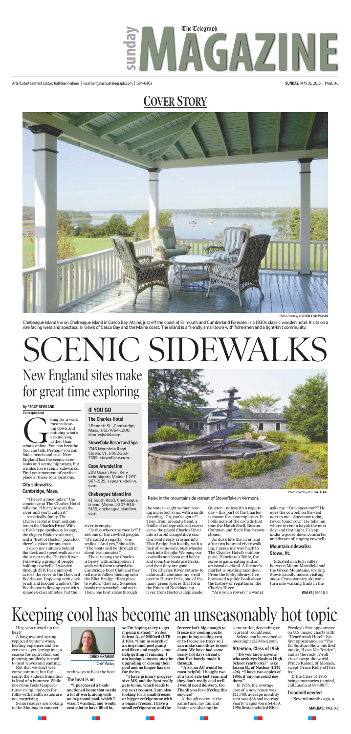# COVER STORY

Photo courtesy of JEFFREY STEVENSEN

Chebeague Island Inn on Chebeague Island in Casco Bay, Maine, just off the coast of Falmouth and Cumberland Foreside, is a 1930s classic wooden hotel. It sits on a rise facing west and spectacular views of Casco Bay and the Maine coast. The island is a friendly small town with fishermen and a tight-knit community.

# SCENIC SIDEWALKS

## New England sites make for great time exploring

**By PEGGY NEWLAND**
**Correspondent**

Going for a walk means slowing down and noticing what's around you, rather than what's online. You can breathe. You can talk. Perhaps you can find a bench and rest. New England has the scenic overlooks and scenic highways, but we also have scenic sidewalks. Find your moment of perfect place at these four locations.

### City sidewalks: Cambridge, Mass.

"There's a race today," the concierge at The Charles Hotel tells me. "Hurry toward the river and you'll catch it."

Artistically funky, The Charles Hotel is front and center on the Charles River. With a 1940s type speakeasy lounge, the elegant Rialto restaurant, and a "Best of Boston" jazz club, there's a place for any taste.

I drop my suitcase behind the desk and speed-walk across the street to the Charles River. Following a group of people holding cowbells, I wander through JFK Park and look across the river to the Harvard Boathouse. Imposing with dark brick and hooded windows, the Boathouse is flowing over with spandex-clad athletes, but the river is empty.

"Is this where the race is?" I ask one of the cowbell people.

"It's called a regatta," one smiles. "And yes," she adds. "The boats will be through in about two minutes."

The air along the Charles is heavy with anticipation. I walk with them toward the Cambridge Boat Club and they tell me to follow them up onto the Eliot Bridge. "Best place to watch," they say. Someone hands me a cowbell and nods. Then, one boat slices through the water – eight women rowing in perfect sync, with a ninth shouting, "Go, you've got it!" Then, from around a bend, a flotilla of college-colored racers carve the placid Charles River into a turbid competitive sea. One boat nearly crashes into Eliot Bridge, but luckily, with a flick of some oars, bushwhacks back into the pile. We bang our cowbells and shout and holler and soon, the boats are flecks, and then they are gone.

The Charles River returns to calm and I continue my stroll over to Herter Park, one of the many green spaces that form the Emerald Necklace, upriver from Boston's Esplanade. Quieter – unless it's a regatta day – this part of the Charles is meant for contemplation. It holds none of the crowds that tour the Hatch Shell, Boston Common and Back Bay brownstones.

As dusk hits the river, and after two hours of river walking, I make my way back to The Charles Hotel's outdoor patio, Henrietta's Table, for some organic eating and an artisanal cocktail. A farmer's market is bustling next door. From the lobby library, I've borrowed a guide book about the history of regattas on the Charles River.

"Are you a rower?" a waiter asks me. "Or a spectator?" He eyes the cowbell on the seat next to me. "Spectator today, rower tomorrow." He tells me where to rent a kayak the next day, and that night, I sleep under a goose down comforter and dream of ringing cowbells.

### Mountain sidewalks: Stowe, Vt.

Situated in a lush valley between Mount Mansfield and the Green Mountains, visiting Stowe usually means visiting snow. Cross-country ski trails turn into walking trails in the

WALKS | PAGE D-2

### IF YOU GO

**The Charles Hotel**
1 Bennett St., Cambridge, Mass. 1-617-864-1200, charleshotel.com.

**Stoweflake Resort and Spa**
1746 Mountain Road, Stowe, Vt. 1-802-253-7355, stoweflake.com.

**Cape Arundel Inn**
208 Ocean Ave., Kennebunkport, Maine. 1-207-967-2125, capearundelinn.com.

**Chebeague Island Inn**
61 South Road, Chebeague Island, Maine. 1-207-846-5155, chebeagueislandinn.com.

Photo courtesy of STOWEFLAKE

Relax in the mountainside retreat of Stoweflake in Vermont.

# Keeping cool has become an unseasonably hot topic

**CHRIS GRAHAM**
Chris' Mailbag

Hey, who turned up the heat?

A long-awaited spring replaced winter's woes, heating expenses and frozen toes – yet springtime, a season for cultivation and planting, suddenly turned to heat waves and panting.

Not that we don't welcome summer, but for some, the sudden transition is kind of a bummer. While everyone feels temperatures rising, impacts for folks with health issues are not surprising.

Some readers are looking to the Mailbag to connect with ways to beat the heat.

### The heat is on

**"I purchased a bank-auctioned home that needs a lot of work, along with an in-ground pool, which I wasn't wanting, and would cost a lot to have filled in, so I'm hoping to try to get it going instead," writes Selena A., of Milford (LTR 3,103). "I am in search of an in-ground pool pump and filter, and maybe some help getting it running. I am hoping someone may be upgrading or closing their pool and no longer has use for theirs.**

**"I have primary progressive MS, and the heat really gets to me, which leads to my next request. I am also looking for a small freezer or bigger refrigerator with a bigger freezer. I have a small refrigerator, and the freezer isn't big enough to freeze my cooling packs to put in my cooling vest or to freeze ice trays so I can make smoothies to cool down. We have had some really hot days already, that I've barely made it through.**

**"Also, an AC would be most helpful. I bought two at a yard sale last year, and they don't really cool well. I would need delivery, too. Thank you for offering this service!"**

Although not on at the same time, my fan and heater are sharing the same outlet, depending on "current" conditions.

Selena can be reached at moonlight1228@aol.com.

### Attention, Class of 1956

**"Do you know anyone who archives Nashua High School yearbooks?" asks Luann B., of Nashua (LTR 426). "I have two copies of 1956, if anyone could use them."**

In 1956, the average cost of a new house was $11,700, average monthly rent was $88 and average yearly wages were $4,450. 1956 firsts included Elvis Presley's first appearance on U.S. music charts with "Heartbreak Hotel"; his first appearance on "The Ed Sullivan Show; his first movie, "Love Me Tender"; and as the rock 'n' roll craze swept the world, Prince Ranier, of Monaco, swept Grace Kelly off her feet.

If the Class of 1956 brings memories to mind, call Luann at 888-8077.

### Treadmill needed

**"Several months ago, a**

MAILBAG | PAGE D-2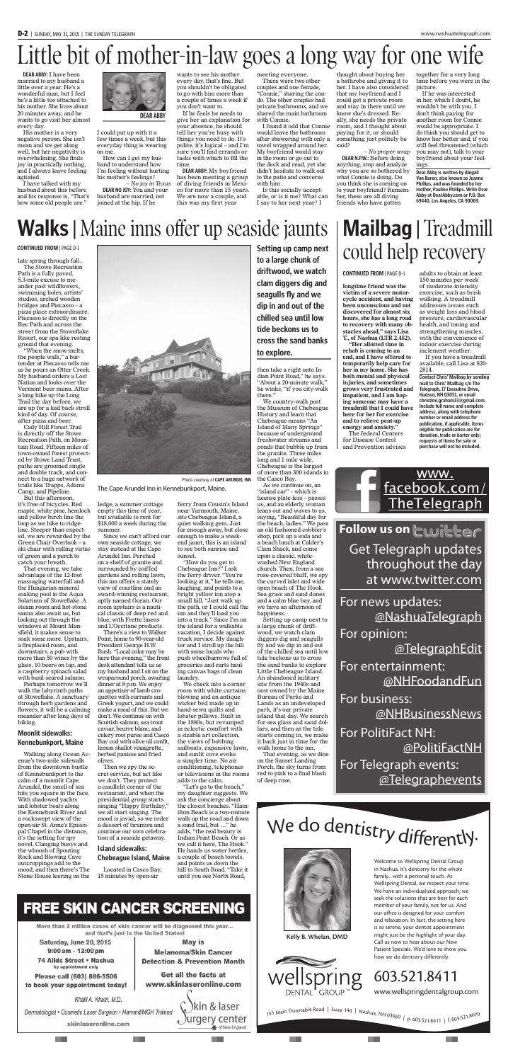# Little bit of mother-in-law goes a long way for one wife

**DEAR ABBY:** I have been married to my husband a little over a year. He's a wonderful man, but I feel he's a little too attached to his mother. She lives about 20 minutes away, and he wants to go visit her almost every day.

His mother is a very negative person. She isn't mean and we get along well, but her negativity is overwhelming. She finds joy in practically nothing, and I always leave feeling agitated.

I have talked with my husband about this before and his response is, "That's how some old people are." I could put up with it a few times a week, but this everyday thing is wearing on me.

How can I get my husband to understand how I'm feeling without hurting his mother's feelings?

*– No joy in Texas*

**DEAR NO JOY:** You and your husband are married, not joined at the hip. If he wants to see his mother every day, that's fine. But you shouldn't be obligated to go with him more than a couple of times a week if you don't want to.

If he feels he needs to give her an explanation for your absence, he should tell her you're busy with things you need to do. It's polite, it's logical – and I'm sure you'll find errands or tasks with which to fill the time.

**DEAR ABBY:** My boyfriend has been meeting a group of diving friends in Mexico for more than 15 years. We are now a couple, and this was my first year meeting everyone.

There were two other couples and one female, "Connie," sharing the condo. The other couples had private bathrooms, and we shared the main bathroom with Connie.

I found it odd that Connie would leave the bathroom after showering with only a towel wrapped around her. My boyfriend would stay in the room or go out to the deck and read, yet she didn't hesitate to walk out to the patio and converse with him.

Is this socially acceptable, or is it me? What can I say to her next year? I thought about buying her a bathrobe and giving it to her. I have also considered that my boyfriend and I could get a private room and stay in there until we know she's dressed. Really, she needs the private room, and I thought about paying for it, or should something just politely be said?

*– No proper wrap*

**DEAR N.P.W.:** Before doing anything, stop and analyze why you are so bothered by what Connie is doing. Do you think she is coming on to your boyfriend? Remember, these are all diving friends who have gotten together for a very long time before you were in the picture.

If he was interested in her, which I doubt, he wouldn't be with you. I don't think paying for another room for Connie would be appropriate. I do think you should get to know her better and, if you still feel threatened (which you may not), talk to your boyfriend about your feelings.

Dear Abby is written by Abigail Van Buren, also known as Jeanne Phillips, and was founded by her mother, Pauline Phillips. Write Dear Abby at DearAbby.com or P.O. Box 69440, Los Angeles, CA 90069.

# Walks | Maine inns offer up seaside jaunts

CONTINUED FROM | PAGE D-1

late spring through fall.

The Stowe Recreation Path is a fully paved, 5.3-mile excuse to meander past wildflowers, swimming holes, artists' studios, arched wooden bridges and Piecasso – a pizza place extraordinaire. Piecasso is directly on the Rec Path and across the street from the Stoweflake Resort, our spa-like resting ground that evening.

"When the snow melts, the people walk," a bartender at Piecasso tells me as he pours an Otter Creek. My husband orders a Lost Nation and looks over the Vermont beer menu. After a long hike up the Long Trail the day before, we are up for a laid back stroll kind of day. Of course, after pizza and beer.

Cady Hill Forest Trail is directly off the Stowe Recreation Path, on Mountain Road. Fifteen miles of town-owned forest protected by Stowe Land Trust, paths are groomed single and double track, and connect to a huge network of trails like Trapps, Adams Camp, and Pipeline.

But this afternoon, it's free of bicycles. Red maple, white pine, hemlock and yellow birch line the loop as we hike to ridgeline. Steeper than expected, we are rewarded by the Green Chair Overlook – a ski chair with rolling vistas of green and a perch to catch your breath.

That evening, we take advantage of the 12-foot massaging waterfall and the Hungarian mineral soaking pool in the Aqua Solarium of Stoweflake. A steam room and hot-stone sauna also await us, but looking out through the windows at Mount Mansfield, it makes sense to soak some more. Upstairs, a fireplace room, and downstairs, a pub with more than 50 wines by the glass, 10 beers on tap, and a raspberry spinach salad with basil-seared salmon.

Perhaps tomorrow we'll walk the labyrinth paths at Stoweflake. A sanctuary through herb gardens and flowers, it will be a calming meander after long days of hiking.

### Moonlit sidewalks: Kennebunkport, Maine

Walking along Ocean Avenue's two-mile sidewalk from the downtown bustle of Kennebunkport to the calm of a moonlit Cape Arundel, the smell of sea hits you square in the face. With shadowed yachts and lobster boats along the Kennebunk River and a rockswept view of the open-air St. Anne's Episcopal Chapel in the distance, it's the setting for spy novel. Clanging buoys and the whoosh of Spouting Rock and Blowing Cave outcroppings add to the mood, and then there's The Stone House leering on the ledge, a summer cottage empty this time of year, but available to rent for $18,000 a week during the summer.

Photo courtesy of CAPE ARUNDEL INN

The Cape Arundel Inn in Kennebunkport, Maine.

Since we can't afford our own seaside cottage, we stay instead at the Cape Arundel Inn. Perched on a shelf of granite and surrounded by coiffed gardens and rolling lawn, this inn offers a stately view of coastline and an award-winning restaurant, aptly named Ocean. Our room upstairs is a nautical classic of deep red and blue, with Frette linens and L'Occitane products.

There's a view to Walker Point, home to 90-year-old President George H.W. Bush. "Local color may be here this evening," the front desk attendant tells us as my husband and I sit on the wraparound porch, awaiting dinner at 8 p.m. We enjoy an appetizer of lamb croquettes with currants and Greek yogurt, and we could make a meal of this. But we don't. We continue on with Scottish salmon, sea trout caviar, beurre blanc, and celery root puree and Casco Bay cod with olive oil confit, lemon shallot vinaigrette, herbed panisse and fried olives.

Then we spy the secret service, but act like we don't. They protect a candlelit corner of the restaurant, and when the presidential group starts singing "Happy Birthday," we all start singing. The mood is jovial, so we order a dessert of tiramisu and continue our own celebration of a seaside getaway.

### Island sidewalks: Chebeague Island, Maine

Located in Casco Bay, 15 minutes by open-air ferry from Cousin's Island near Yarmouth, Maine, sits Chebeague Island, a quiet walking gem. Just far enough away, but close enough to make a weekend jaunt, this is an island to see both sunrise and sunset.

"How do you get to Chebeague Inn?" I ask the ferry driver. "You're looking at it," he tells me, laughing, and points to a bright yellow inn atop a small hill. "Just walk up the path, or I could call the inn and they'll load you into a truck." Since I'm on the island for a walkable vacation, I decide against truck service. My daughter and I stroll up the hill with some locals who push wheelbarrows full of groceries and carts hauling canvas bags of clean laundry.

We check into a corner room with white curtains blowing and an antique wicker bed made up in hand-sewn quilts and lobster pillows. Built in the 1880s, but revamped in eclectic comfort with a sizable art collection, the views of bobbing sailboats, expansive lawn, and sunlit cove evoke a simpler time. No air conditioning, telephones or televisions in the rooms adds to the calm.

"Let's go to the beach," my daughter suggests. We ask the concierge about the closest beaches. "Hamilton Beach is a two-minute walk up the road and down a sand trail, but …" he adds, "the real beauty is Indian Point Beach. Or as we call it here, 'The Hook.'" He hands us water bottles, a couple of beach towels, and points us down the hill to South Road. "Take it until you see North Road, then take a right onto Indian Point Road," he says. "About a 20-minute walk," he winks, "if you city-walk there."

**Setting up camp next to a large chunk of driftwood, we watch clam diggers dig and seagulls fly and we dip in and out of the chilled sea until low tide beckons us to cross the sand banks to explore.**

We country-walk past the Museum of Chebeague History and learn that Chebeague means "An Island of Many Springs" because of underground freshwater streams and ponds that bubble up from the granite. Three miles long and 1 mile wide, Chebeague is the largest of more than 300 islands in the Casco Bay.

As we continue on, an "island car" – which is license plate-less – passes us, and an elderly woman leans out and waves to us, saying, "Beautiful day for the beach, ladies." We pass an old fashioned cobbler's shop, pick up a soda and a beach lunch at Calder's Clam Shack, and come upon a classic, white-washed New England church. Then, from a sea rose-covered bluff, we spy the curved inlet and wide open beach of The Hook. Sea grass and sand dunes and a calm blue bay, and we have an afternoon of happiness.

Setting up camp next to a large chunk of driftwood, we watch clam diggers dig and seagulls fly and we dip in and out of the chilled sea until low tide beckons us to cross the sand banks to explore Little Chebeague Island. An abandoned military site from the 1940s and now owned by the Maine Bureau of Parks and Lands as an undeveloped park, it's our private island that day. We search for sea glass and sand dollars, and then as the tide starts coming in, we make it back just in time for the walk home to the inn.

That evening, as we dine on the Sunset Landing Porch, the sky turns from red to pink to a final blush of deep rose.

# Mailbag | Treadmill could help recovery

CONTINUED FROM | PAGE D-1

**longtime friend was the victim of a severe motorcycle accident, and having been unconscious and not discovered for almost six hours, she has a long road to recovery with many obstacles ahead," says Lisa T., of Nashua (LTR 2,452). "Her allotted time in rehab is coming to an end, and I have offered to temporarily help care for her in my home. She has both mental and physical injuries, and sometimes grows very frustrated and impatient, and I am hoping someone may have a treadmill that I could have here for her for exercise and to relieve pent-up energy and anxiety."**

The federal Centers for Disease Control and Prevention advises adults to obtain at least 150 minutes per week of moderate-intensity exercise, such as brisk walking. A treadmill addresses issues such as weight loss and blood pressure, cardiovascular health, and toning and strengthening muscles, with the convenience of indoor exercise during inclement weather.

If you have a treadmill available, call Lisa at 820-2814.

**Contact Chris' Mailbag by sending mail to Chris' Mailbag c/o The Telegraph, 17 Executive Drive, Hudson, NH 03051, or email christine.graham33@gmail.com. Include full name and complete address, along with telephone number or email address for publication, if applicable. Items eligible for publication are for donation, trade or barter only; requests of items for sale or purchase will not be included.**

www.facebook.com/TheTelegraph

Follow us on twitter

Get Telegraph updates throughout the day at www.twitter.com

For news updates: @NashuaTelegraph

For opinion: @TelegraphEdit

For entertainment: @NHFoodandFun

For business: @NHBusinessNews

For PolitiFact NH: @PolitiFactNH

For Telegraph events: @Telegraphevents

# FREE SKIN CANCER SCREENING

More than 2 million cases of skin cancer will be diagnosed this year... and that's just in the United States!

Saturday, June 20, 2015
9:00am - 12:00pm

74 Allds Street • Nashua
by appointment only

Please call (603) 886-5506 to book your appointment today!

May is Melanoma/Skin Cancer Detection & Prevention Month

Get all the facts at www.skinlaseronline.com

Khalil A. Khatri, M.D.

Dermatologist • Cosmetic Laser Surgeon • Harvard/MGH Trained

skinlaseronline.com

Skin & laser Surgery center of New England

# We do dentistry differently.

Kelly B. Whelan, DMD

Welcome to Wellspring Dental Group in Nashua. It's dentistry for the whole family.. with a personal touch. At Wellspring Dental, we respect your time. We have an individualized approach; we seek the solutions that are best for each member of your family, not for us. And our office is designed for your comfort and relaxation. In fact, the setting here is so serene, your dentist appointment might just be the highlight of your day. Call us now to hear about our New Patient Specials. We'd love to show you how we do dentistry differently.

wellspring DENTAL GROUP

603.521.8411

www.wellspringdentalgroup.com

155 Main Dunstable Road | Suite 140 | Nashua, NH 03060 | p. 603.521.8411 | f. 603.521.8670